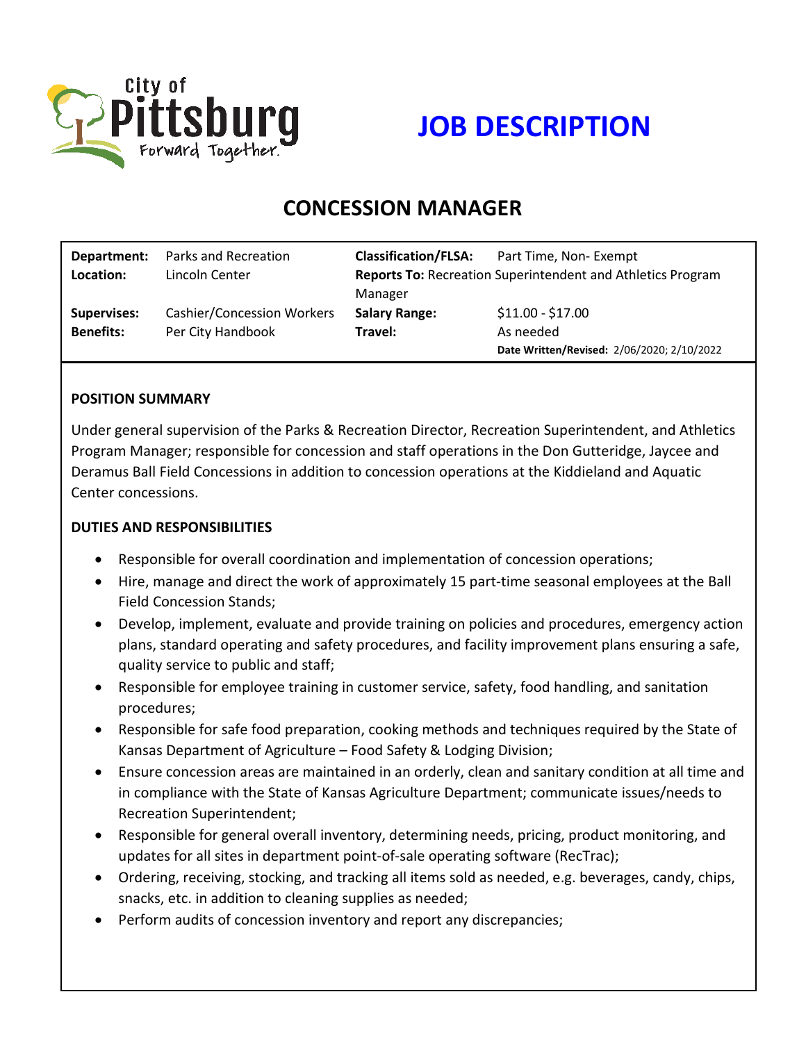City of Pittsburg
Forward Together.

# JOB DESCRIPTION

## CONCESSION MANAGER

| | | | |
|---|---|---|---|
| **Department:** | Parks and Recreation | **Classification/FLSA:** | Part Time, Non- Exempt |
| **Location:** | Lincoln Center | **Reports To:** Recreation Superintendent and Athletics Program Manager | |
| **Supervises:** | Cashier/Concession Workers | **Salary Range:** | $11.00 - $17.00 |
| **Benefits:** | Per City Handbook | **Travel:** | As needed |
| | | | **Date Written/Revised:** 2/06/2020; 2/10/2022 |

### POSITION SUMMARY

Under general supervision of the Parks & Recreation Director, Recreation Superintendent, and Athletics Program Manager; responsible for concession and staff operations in the Don Gutteridge, Jaycee and Deramus Ball Field Concessions in addition to concession operations at the Kiddieland and Aquatic Center concessions.

### DUTIES AND RESPONSIBILITIES

- Responsible for overall coordination and implementation of concession operations;
- Hire, manage and direct the work of approximately 15 part-time seasonal employees at the Ball Field Concession Stands;
- Develop, implement, evaluate and provide training on policies and procedures, emergency action plans, standard operating and safety procedures, and facility improvement plans ensuring a safe, quality service to public and staff;
- Responsible for employee training in customer service, safety, food handling, and sanitation procedures;
- Responsible for safe food preparation, cooking methods and techniques required by the State of Kansas Department of Agriculture – Food Safety & Lodging Division;
- Ensure concession areas are maintained in an orderly, clean and sanitary condition at all time and in compliance with the State of Kansas Agriculture Department; communicate issues/needs to Recreation Superintendent;
- Responsible for general overall inventory, determining needs, pricing, product monitoring, and updates for all sites in department point-of-sale operating software (RecTrac);
- Ordering, receiving, stocking, and tracking all items sold as needed, e.g. beverages, candy, chips, snacks, etc. in addition to cleaning supplies as needed;
- Perform audits of concession inventory and report any discrepancies;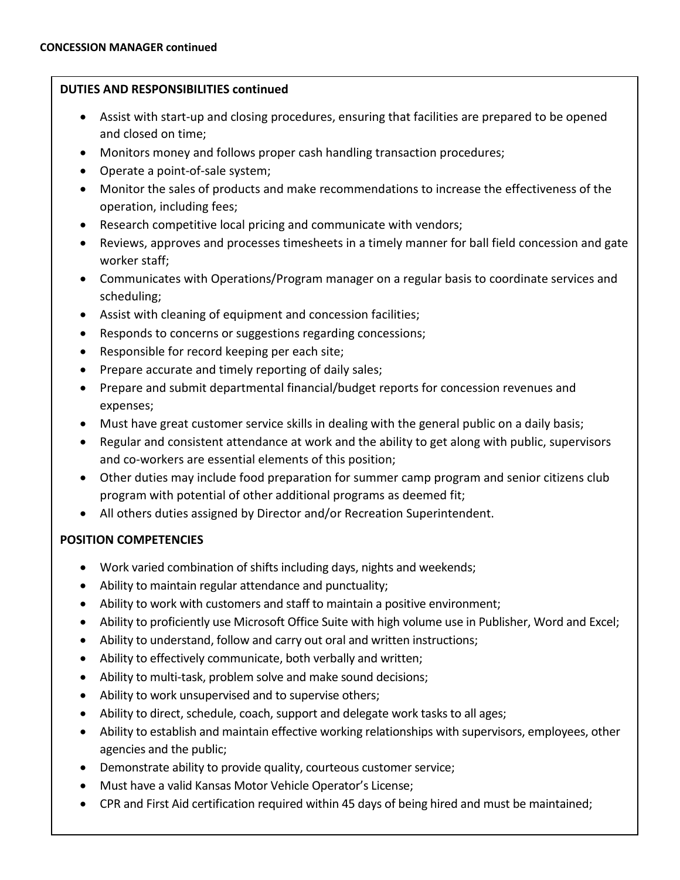**CONCESSION MANAGER continued**

**DUTIES AND RESPONSIBILITIES continued**

- Assist with start-up and closing procedures, ensuring that facilities are prepared to be opened and closed on time;
- Monitors money and follows proper cash handling transaction procedures;
- Operate a point-of-sale system;
- Monitor the sales of products and make recommendations to increase the effectiveness of the operation, including fees;
- Research competitive local pricing and communicate with vendors;
- Reviews, approves and processes timesheets in a timely manner for ball field concession and gate worker staff;
- Communicates with Operations/Program manager on a regular basis to coordinate services and scheduling;
- Assist with cleaning of equipment and concession facilities;
- Responds to concerns or suggestions regarding concessions;
- Responsible for record keeping per each site;
- Prepare accurate and timely reporting of daily sales;
- Prepare and submit departmental financial/budget reports for concession revenues and expenses;
- Must have great customer service skills in dealing with the general public on a daily basis;
- Regular and consistent attendance at work and the ability to get along with public, supervisors and co-workers are essential elements of this position;
- Other duties may include food preparation for summer camp program and senior citizens club program with potential of other additional programs as deemed fit;
- All others duties assigned by Director and/or Recreation Superintendent.

**POSITION COMPETENCIES**

- Work varied combination of shifts including days, nights and weekends;
- Ability to maintain regular attendance and punctuality;
- Ability to work with customers and staff to maintain a positive environment;
- Ability to proficiently use Microsoft Office Suite with high volume use in Publisher, Word and Excel;
- Ability to understand, follow and carry out oral and written instructions;
- Ability to effectively communicate, both verbally and written;
- Ability to multi-task, problem solve and make sound decisions;
- Ability to work unsupervised and to supervise others;
- Ability to direct, schedule, coach, support and delegate work tasks to all ages;
- Ability to establish and maintain effective working relationships with supervisors, employees, other agencies and the public;
- Demonstrate ability to provide quality, courteous customer service;
- Must have a valid Kansas Motor Vehicle Operator's License;
- CPR and First Aid certification required within 45 days of being hired and must be maintained;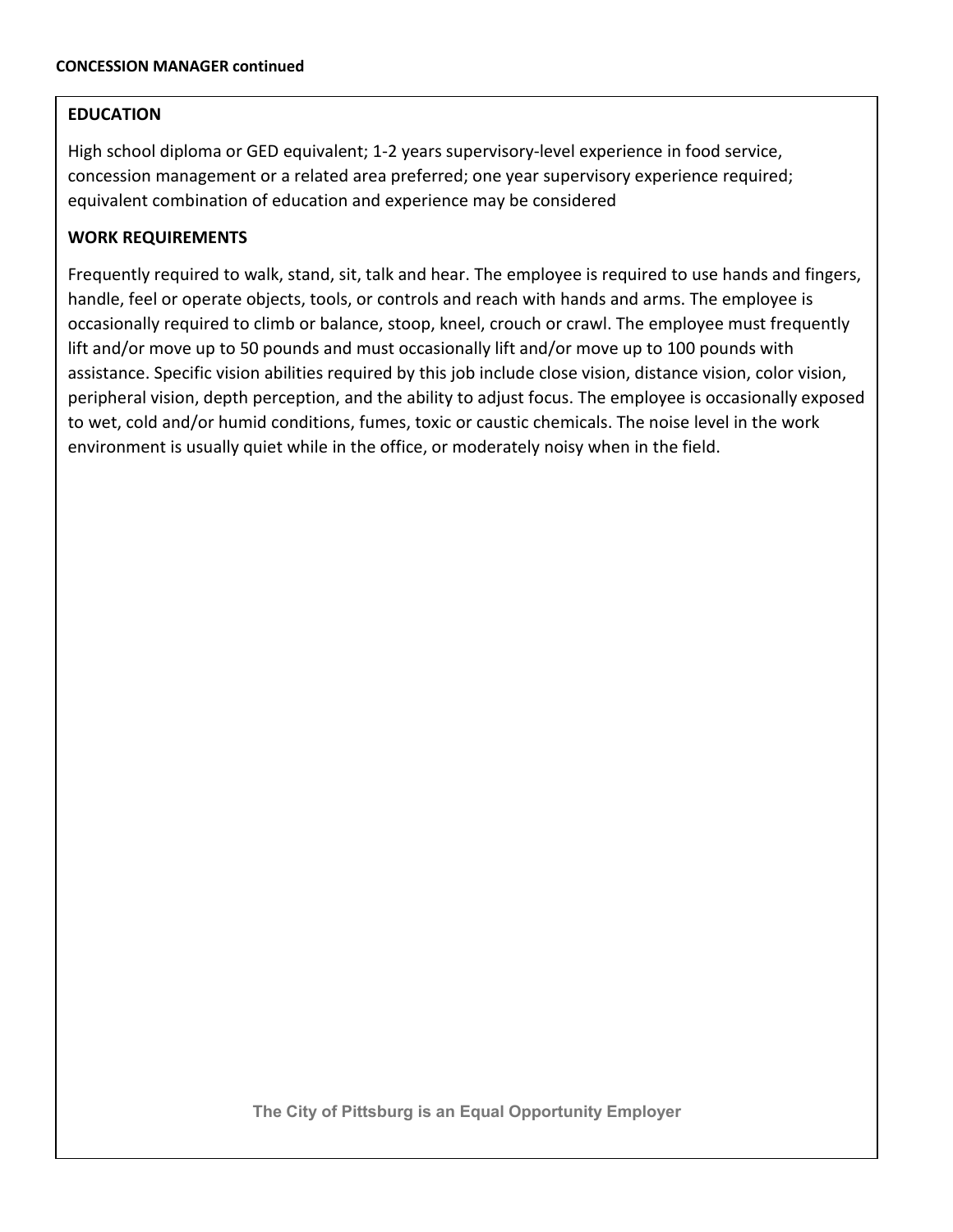**CONCESSION MANAGER continued**

## EDUCATION

High school diploma or GED equivalent; 1-2 years supervisory-level experience in food service, concession management or a related area preferred; one year supervisory experience required; equivalent combination of education and experience may be considered

## WORK REQUIREMENTS

Frequently required to walk, stand, sit, talk and hear. The employee is required to use hands and fingers, handle, feel or operate objects, tools, or controls and reach with hands and arms. The employee is occasionally required to climb or balance, stoop, kneel, crouch or crawl. The employee must frequently lift and/or move up to 50 pounds and must occasionally lift and/or move up to 100 pounds with assistance. Specific vision abilities required by this job include close vision, distance vision, color vision, peripheral vision, depth perception, and the ability to adjust focus. The employee is occasionally exposed to wet, cold and/or humid conditions, fumes, toxic or caustic chemicals. The noise level in the work environment is usually quiet while in the office, or moderately noisy when in the field.

**The City of Pittsburg is an Equal Opportunity Employer**